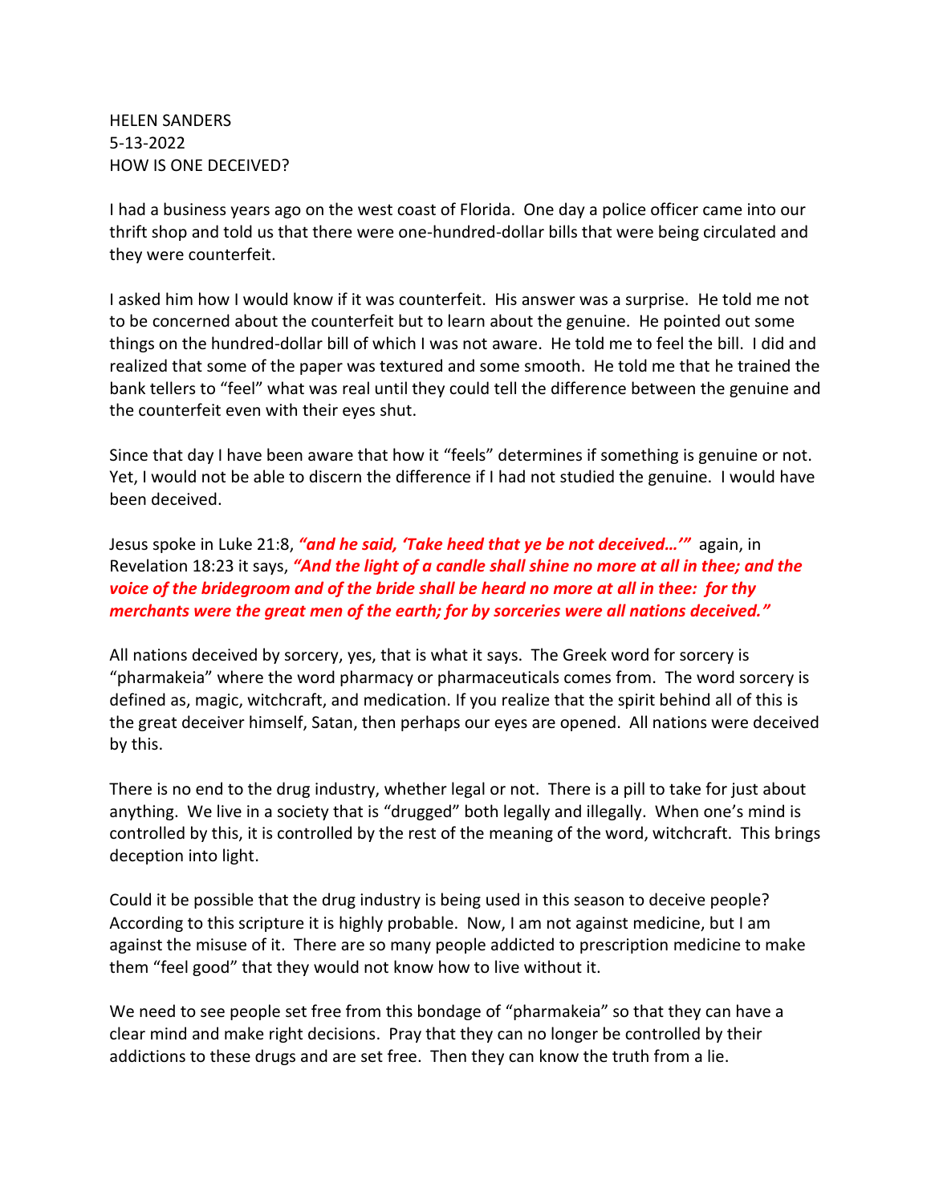HELEN SANDERS
5-13-2022
HOW IS ONE DECEIVED?

I had a business years ago on the west coast of Florida. One day a police officer came into our thrift shop and told us that there were one-hundred-dollar bills that were being circulated and they were counterfeit.

I asked him how I would know if it was counterfeit. His answer was a surprise. He told me not to be concerned about the counterfeit but to learn about the genuine. He pointed out some things on the hundred-dollar bill of which I was not aware. He told me to feel the bill. I did and realized that some of the paper was textured and some smooth. He told me that he trained the bank tellers to "feel" what was real until they could tell the difference between the genuine and the counterfeit even with their eyes shut.

Since that day I have been aware that how it "feels" determines if something is genuine or not. Yet, I would not be able to discern the difference if I had not studied the genuine. I would have been deceived.

Jesus spoke in Luke 21:8, ***"and he said, 'Take heed that ye be not deceived…'"*** again, in Revelation 18:23 it says, ***"And the light of a candle shall shine no more at all in thee; and the voice of the bridegroom and of the bride shall be heard no more at all in thee: for thy merchants were the great men of the earth; for by sorceries were all nations deceived."***

All nations deceived by sorcery, yes, that is what it says. The Greek word for sorcery is "pharmakeia" where the word pharmacy or pharmaceuticals comes from. The word sorcery is defined as, magic, witchcraft, and medication. If you realize that the spirit behind all of this is the great deceiver himself, Satan, then perhaps our eyes are opened. All nations were deceived by this.

There is no end to the drug industry, whether legal or not. There is a pill to take for just about anything. We live in a society that is "drugged" both legally and illegally. When one's mind is controlled by this, it is controlled by the rest of the meaning of the word, witchcraft. This brings deception into light.

Could it be possible that the drug industry is being used in this season to deceive people? According to this scripture it is highly probable. Now, I am not against medicine, but I am against the misuse of it. There are so many people addicted to prescription medicine to make them "feel good" that they would not know how to live without it.

We need to see people set free from this bondage of "pharmakeia" so that they can have a clear mind and make right decisions. Pray that they can no longer be controlled by their addictions to these drugs and are set free. Then they can know the truth from a lie.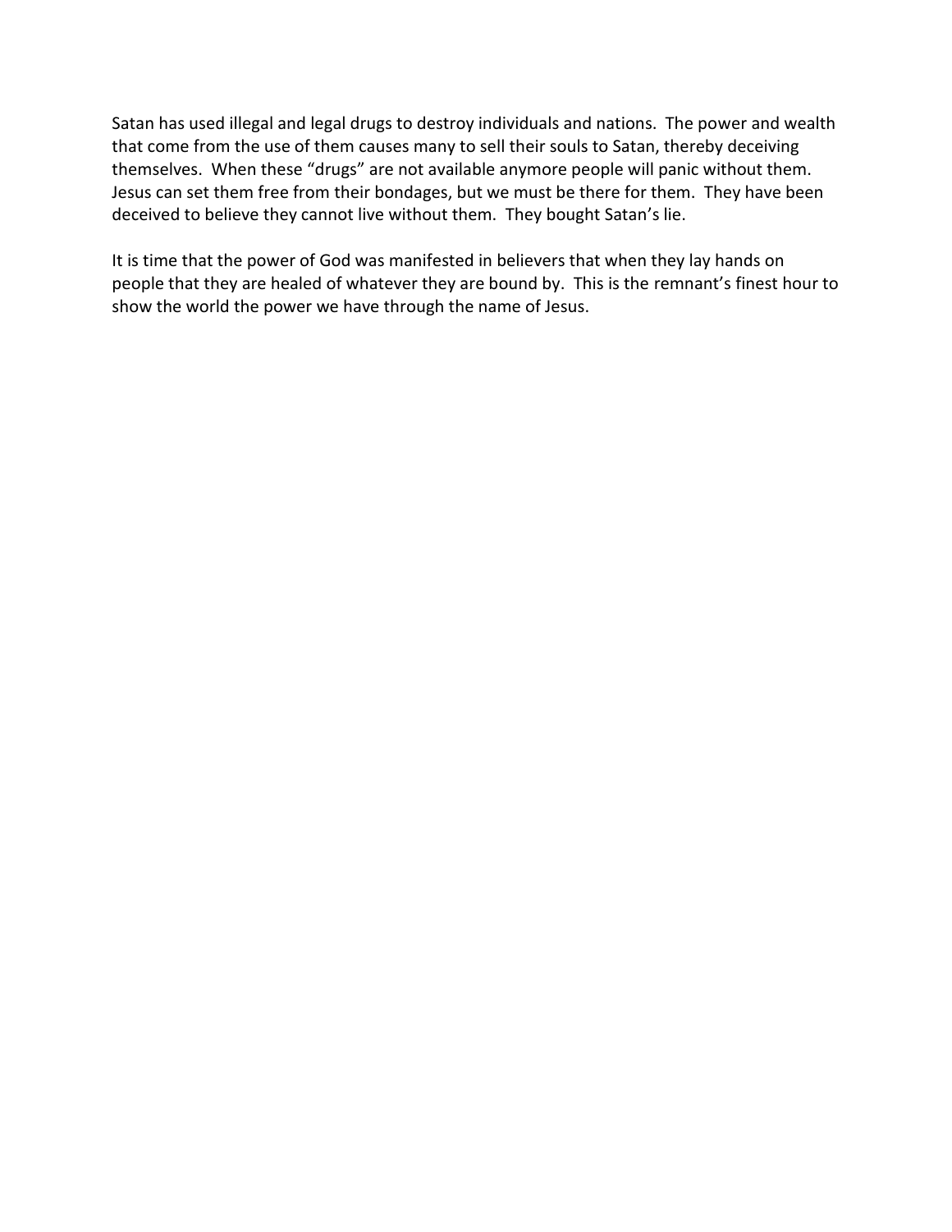Satan has used illegal and legal drugs to destroy individuals and nations. The power and wealth that come from the use of them causes many to sell their souls to Satan, thereby deceiving themselves. When these "drugs" are not available anymore people will panic without them. Jesus can set them free from their bondages, but we must be there for them. They have been deceived to believe they cannot live without them. They bought Satan's lie.

It is time that the power of God was manifested in believers that when they lay hands on people that they are healed of whatever they are bound by. This is the remnant's finest hour to show the world the power we have through the name of Jesus.